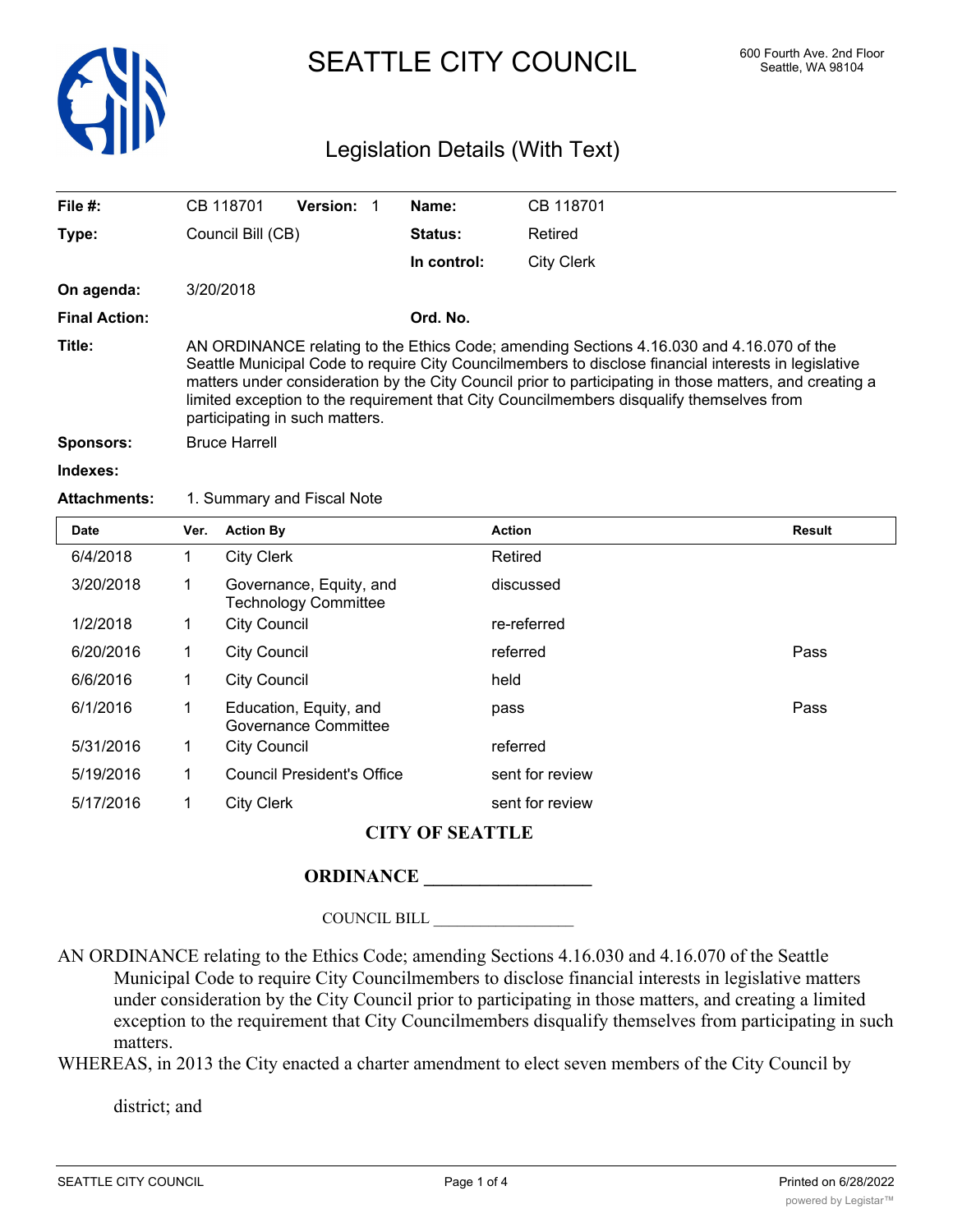# SEATTLE CITY COUNCIL

600 Fourth Ave. 2nd Floor
Seattle, WA 98104

## Legislation Details (With Text)

| | | | |
|---|---|---|---|
| **File #:** | CB 118701 **Version:** 1 | **Name:** | CB 118701 |
| **Type:** | Council Bill (CB) | **Status:** | Retired |
| | | **In control:** | City Clerk |
| **On agenda:** | 3/20/2018 | | |
| **Final Action:** | | **Ord. No.** | |

**Title:** AN ORDINANCE relating to the Ethics Code; amending Sections 4.16.030 and 4.16.070 of the Seattle Municipal Code to require City Councilmembers to disclose financial interests in legislative matters under consideration by the City Council prior to participating in those matters, and creating a limited exception to the requirement that City Councilmembers disqualify themselves from participating in such matters.

**Sponsors:** Bruce Harrell

**Indexes:**

**Attachments:** 1. Summary and Fiscal Note

| Date | Ver. | Action By | Action | Result |
|---|---|---|---|---|
| 6/4/2018 | 1 | City Clerk | Retired | |
| 3/20/2018 | 1 | Governance, Equity, and Technology Committee | discussed | |
| 1/2/2018 | 1 | City Council | re-referred | |
| 6/20/2016 | 1 | City Council | referred | Pass |
| 6/6/2016 | 1 | City Council | held | |
| 6/1/2016 | 1 | Education, Equity, and Governance Committee | pass | Pass |
| 5/31/2016 | 1 | City Council | referred | |
| 5/19/2016 | 1 | Council President's Office | sent for review | |
| 5/17/2016 | 1 | City Clerk | sent for review | |

**CITY OF SEATTLE**

**ORDINANCE __________________**

COUNCIL BILL __________________

AN ORDINANCE relating to the Ethics Code; amending Sections 4.16.030 and 4.16.070 of the Seattle Municipal Code to require City Councilmembers to disclose financial interests in legislative matters under consideration by the City Council prior to participating in those matters, and creating a limited exception to the requirement that City Councilmembers disqualify themselves from participating in such matters.

WHEREAS, in 2013 the City enacted a charter amendment to elect seven members of the City Council by district; and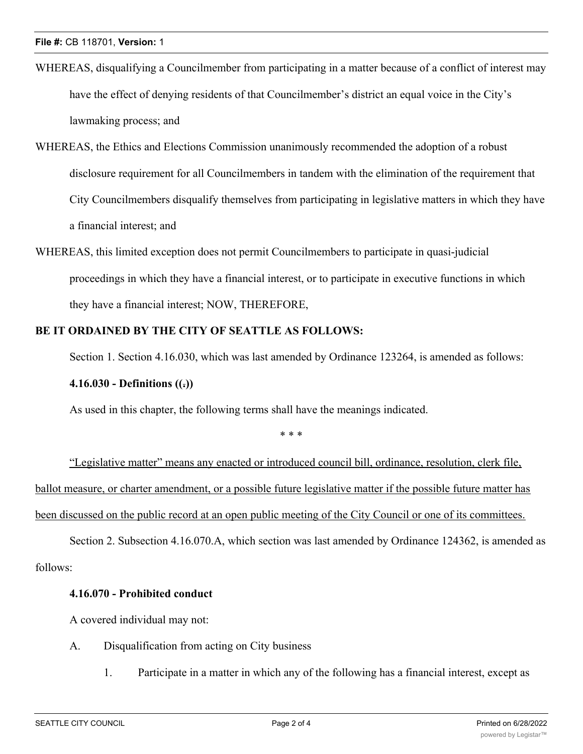WHEREAS, disqualifying a Councilmember from participating in a matter because of a conflict of interest may have the effect of denying residents of that Councilmember's district an equal voice in the City's lawmaking process; and

WHEREAS, the Ethics and Elections Commission unanimously recommended the adoption of a robust disclosure requirement for all Councilmembers in tandem with the elimination of the requirement that City Councilmembers disqualify themselves from participating in legislative matters in which they have a financial interest; and

WHEREAS, this limited exception does not permit Councilmembers to participate in quasi-judicial proceedings in which they have a financial interest, or to participate in executive functions in which they have a financial interest; NOW, THEREFORE,

**BE IT ORDAINED BY THE CITY OF SEATTLE AS FOLLOWS:**

Section 1. Section 4.16.030, which was last amended by Ordinance 123264, is amended as follows:

**4.16.030 - Definitions ((.))**

As used in this chapter, the following terms shall have the meanings indicated.

\* \* \*

"Legislative matter" means any enacted or introduced council bill, ordinance, resolution, clerk file, ballot measure, or charter amendment, or a possible future legislative matter if the possible future matter has been discussed on the public record at an open public meeting of the City Council or one of its committees.

Section 2. Subsection 4.16.070.A, which section was last amended by Ordinance 124362, is amended as follows:

**4.16.070 - Prohibited conduct**

A covered individual may not:

A. Disqualification from acting on City business

1. Participate in a matter in which any of the following has a financial interest, except as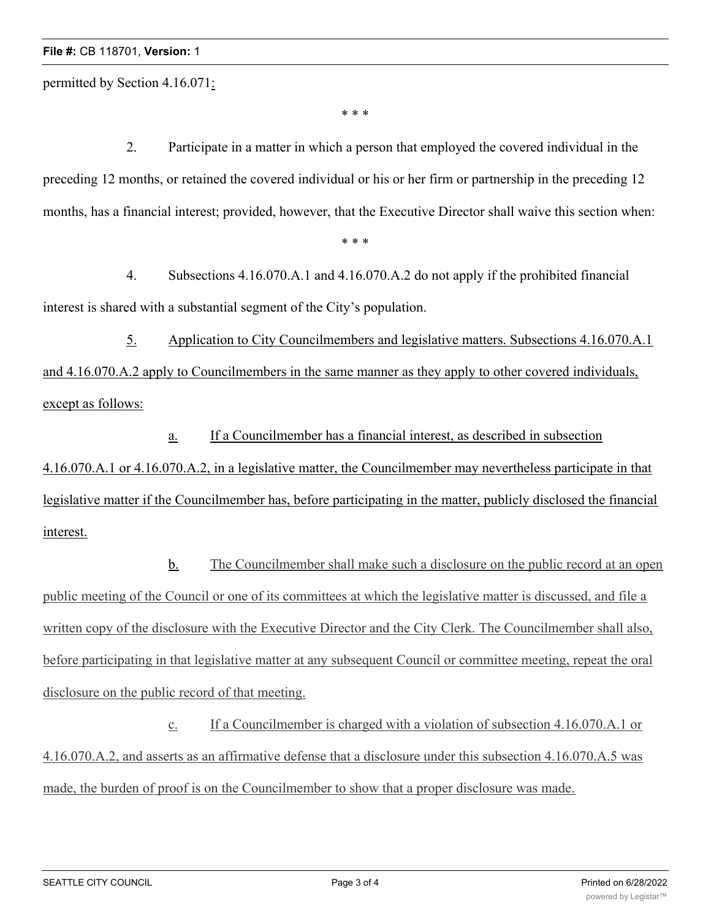permitted by Section 4.16.071<u>:</u>

\* \* \*

2. Participate in a matter in which a person that employed the covered individual in the preceding 12 months, or retained the covered individual or his or her firm or partnership in the preceding 12 months, has a financial interest; provided, however, that the Executive Director shall waive this section when:

\* \* \*

4. Subsections 4.16.070.A.1 and 4.16.070.A.2 do not apply if the prohibited financial interest is shared with a substantial segment of the City's population.

<u>5. Application to City Councilmembers and legislative matters. Subsections 4.16.070.A.1 and 4.16.070.A.2 apply to Councilmembers in the same manner as they apply to other covered individuals, except as follows:</u>

<u>a. If a Councilmember has a financial interest, as described in subsection 4.16.070.A.1 or 4.16.070.A.2, in a legislative matter, the Councilmember may nevertheless participate in that legislative matter if the Councilmember has, before participating in the matter, publicly disclosed the financial interest.</u>

<u>b. The Councilmember shall make such a disclosure on the public record at an open public meeting of the Council or one of its committees at which the legislative matter is discussed, and file a written copy of the disclosure with the Executive Director and the City Clerk. The Councilmember shall also, before participating in that legislative matter at any subsequent Council or committee meeting, repeat the oral disclosure on the public record of that meeting.</u>

<u>c. If a Councilmember is charged with a violation of subsection 4.16.070.A.1 or 4.16.070.A.2, and asserts as an affirmative defense that a disclosure under this subsection 4.16.070.A.5 was made, the burden of proof is on the Councilmember to show that a proper disclosure was made.</u>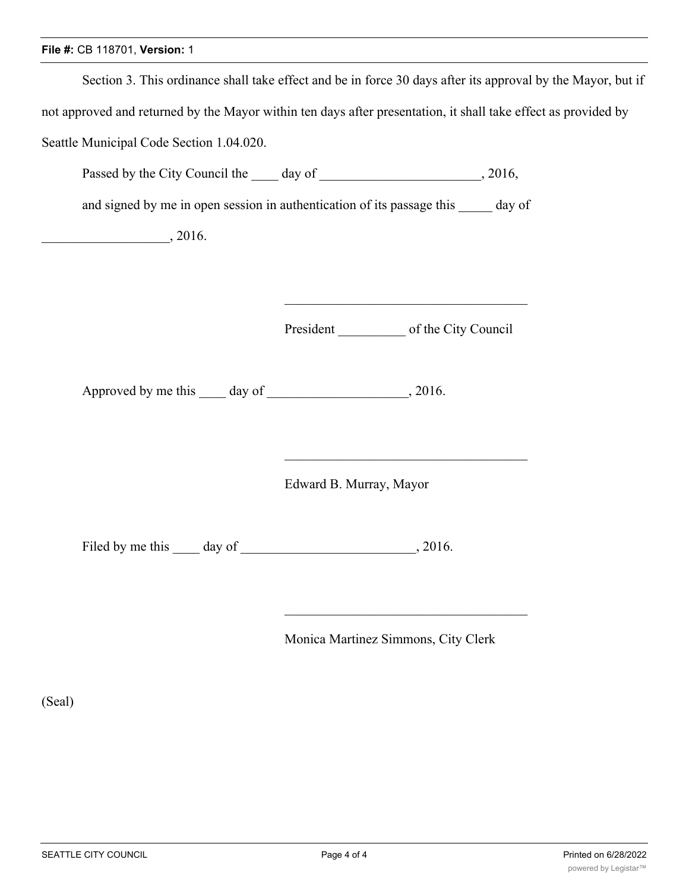Section 3. This ordinance shall take effect and be in force 30 days after its approval by the Mayor, but if not approved and returned by the Mayor within ten days after presentation, it shall take effect as provided by Seattle Municipal Code Section 1.04.020.

Passed by the City Council the ____ day of ________________________, 2016,

and signed by me in open session in authentication of its passage this _____ day of ___________________, 2016.

____________________________________

President __________ of the City Council

Approved by me this ____ day of _____________________, 2016.

____________________________________

Edward B. Murray, Mayor

Filed by me this ____ day of __________________________, 2016.

____________________________________

Monica Martinez Simmons, City Clerk

(Seal)